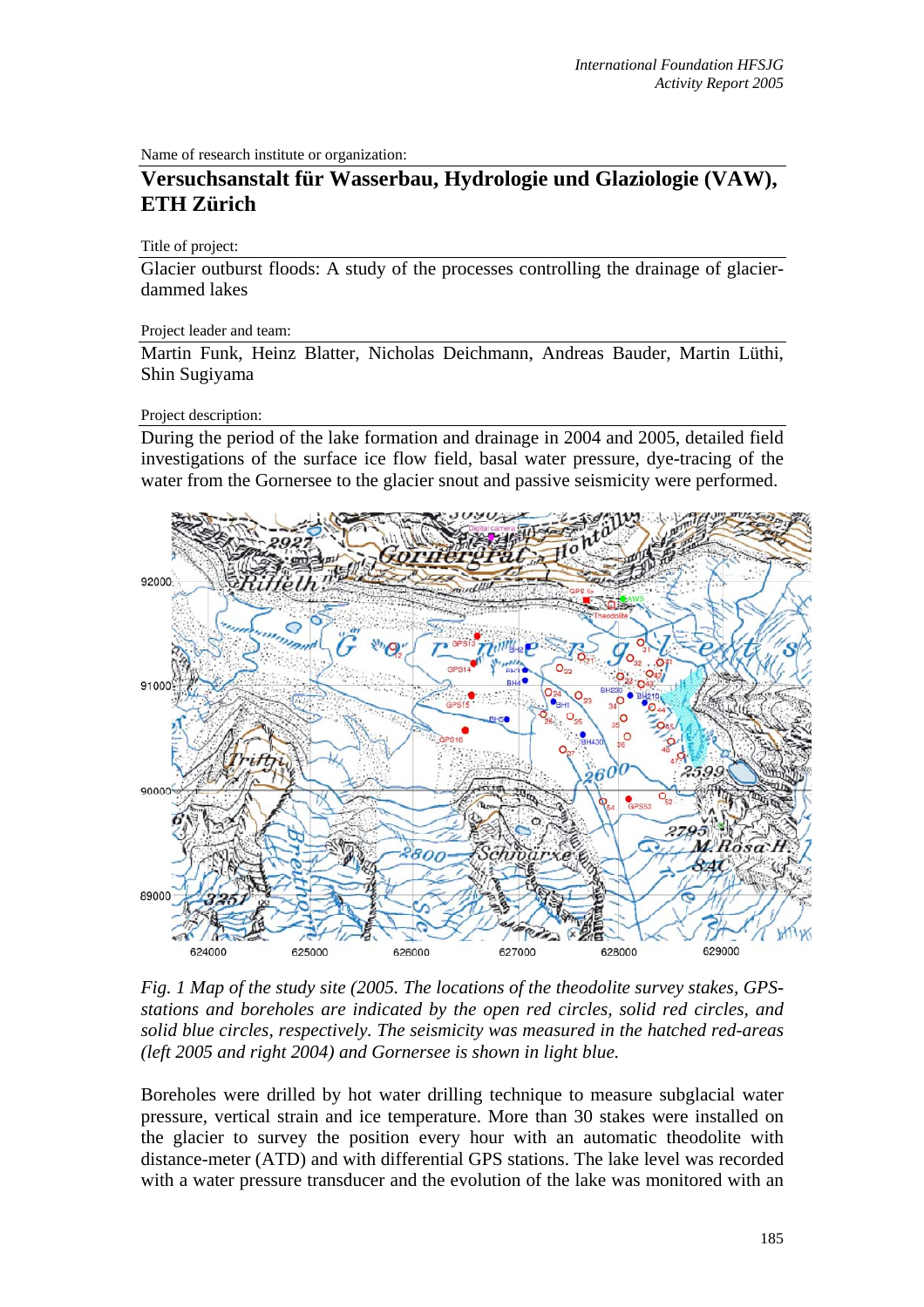Name of research institute or organization:

**Versuchsanstalt für Wasserbau, Hydrologie und Glaziologie (VAW), ETH Zürich**

Title of project:

Glacier outburst floods: A study of the processes controlling the drainage of glacier-dammed lakes

Project leader and team:

Martin Funk, Heinz Blatter, Nicholas Deichmann, Andreas Bauder, Martin Lüthi, Shin Sugiyama

Project description:

During the period of the lake formation and drainage in 2004 and 2005, detailed field investigations of the surface ice flow field, basal water pressure, dye-tracing of the water from the Gornersee to the glacier snout and passive seismicity were performed.

*Fig. 1 Map of the study site (2005. The locations of the theodolite survey stakes, GPS-stations and boreholes are indicated by the open red circles, solid red circles, and solid blue circles, respectively. The seismicity was measured in the hatched red-areas (left 2005 and right 2004) and Gornersee is shown in light blue.*

Boreholes were drilled by hot water drilling technique to measure subglacial water pressure, vertical strain and ice temperature. More than 30 stakes were installed on the glacier to survey the position every hour with an automatic theodolite with distance-meter (ATD) and with differential GPS stations. The lake level was recorded with a water pressure transducer and the evolution of the lake was monitored with an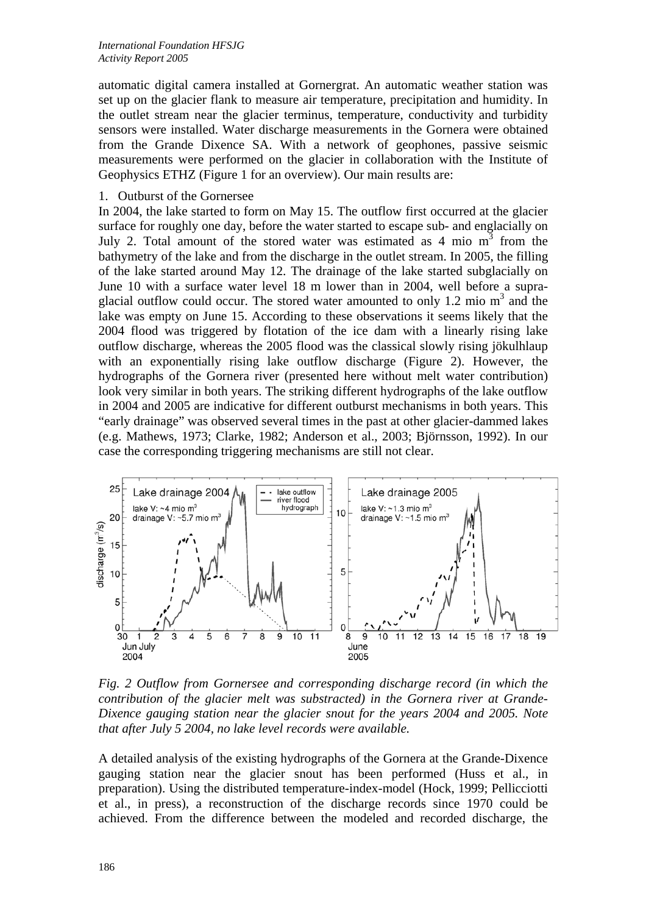automatic digital camera installed at Gornergrat. An automatic weather station was set up on the glacier flank to measure air temperature, precipitation and humidity. In the outlet stream near the glacier terminus, temperature, conductivity and turbidity sensors were installed. Water discharge measurements in the Gornera were obtained from the Grande Dixence SA. With a network of geophones, passive seismic measurements were performed on the glacier in collaboration with the Institute of Geophysics ETHZ (Figure 1 for an overview). Our main results are:

1. Outburst of the Gornersee

In 2004, the lake started to form on May 15. The outflow first occurred at the glacier surface for roughly one day, before the water started to escape sub- and englacially on July 2. Total amount of the stored water was estimated as 4 mio $m^3$ from the bathymetry of the lake and from the discharge in the outlet stream. In 2005, the filling of the lake started around May 12. The drainage of the lake started subglacially on June 10 with a surface water level 18 m lower than in 2004, well before a supra-glacial outflow could occur. The stored water amounted to only 1.2 mio $m^3$ and the lake was empty on June 15. According to these observations it seems likely that the 2004 flood was triggered by flotation of the ice dam with a linearly rising lake outflow discharge, whereas the 2005 flood was the classical slowly rising jökulhlaup with an exponentially rising lake outflow discharge (Figure 2). However, the hydrographs of the Gornera river (presented here without melt water contribution) look very similar in both years. The striking different hydrographs of the lake outflow in 2004 and 2005 are indicative for different outburst mechanisms in both years. This "early drainage" was observed several times in the past at other glacier-dammed lakes (e.g. Mathews, 1973; Clarke, 1982; Anderson et al., 2003; Björnsson, 1992). In our case the corresponding triggering mechanisms are still not clear.

*Fig. 2 Outflow from Gornersee and corresponding discharge record (in which the contribution of the glacier melt was substracted) in the Gornera river at Grande-Dixence gauging station near the glacier snout for the years 2004 and 2005. Note that after July 5 2004, no lake level records were available.*

A detailed analysis of the existing hydrographs of the Gornera at the Grande-Dixence gauging station near the glacier snout has been performed (Huss et al., in preparation). Using the distributed temperature-index-model (Hock, 1999; Pellicciotti et al., in press), a reconstruction of the discharge records since 1970 could be achieved. From the difference between the modeled and recorded discharge, the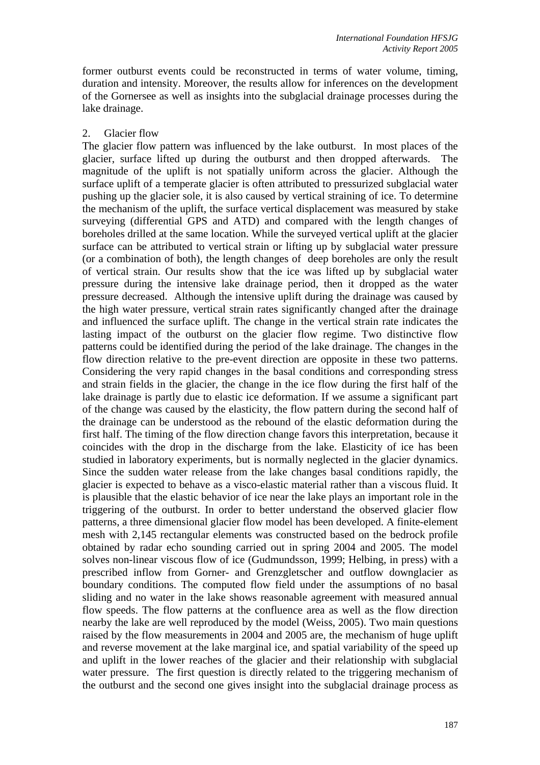former outburst events could be reconstructed in terms of water volume, timing, duration and intensity. Moreover, the results allow for inferences on the development of the Gornersee as well as insights into the subglacial drainage processes during the lake drainage.

## 2. Glacier flow

The glacier flow pattern was influenced by the lake outburst. In most places of the glacier, surface lifted up during the outburst and then dropped afterwards. The magnitude of the uplift is not spatially uniform across the glacier. Although the surface uplift of a temperate glacier is often attributed to pressurized subglacial water pushing up the glacier sole, it is also caused by vertical straining of ice. To determine the mechanism of the uplift, the surface vertical displacement was measured by stake surveying (differential GPS and ATD) and compared with the length changes of boreholes drilled at the same location. While the surveyed vertical uplift at the glacier surface can be attributed to vertical strain or lifting up by subglacial water pressure (or a combination of both), the length changes of deep boreholes are only the result of vertical strain. Our results show that the ice was lifted up by subglacial water pressure during the intensive lake drainage period, then it dropped as the water pressure decreased. Although the intensive uplift during the drainage was caused by the high water pressure, vertical strain rates significantly changed after the drainage and influenced the surface uplift. The change in the vertical strain rate indicates the lasting impact of the outburst on the glacier flow regime. Two distinctive flow patterns could be identified during the period of the lake drainage. The changes in the flow direction relative to the pre-event direction are opposite in these two patterns. Considering the very rapid changes in the basal conditions and corresponding stress and strain fields in the glacier, the change in the ice flow during the first half of the lake drainage is partly due to elastic ice deformation. If we assume a significant part of the change was caused by the elasticity, the flow pattern during the second half of the drainage can be understood as the rebound of the elastic deformation during the first half. The timing of the flow direction change favors this interpretation, because it coincides with the drop in the discharge from the lake. Elasticity of ice has been studied in laboratory experiments, but is normally neglected in the glacier dynamics. Since the sudden water release from the lake changes basal conditions rapidly, the glacier is expected to behave as a visco-elastic material rather than a viscous fluid. It is plausible that the elastic behavior of ice near the lake plays an important role in the triggering of the outburst. In order to better understand the observed glacier flow patterns, a three dimensional glacier flow model has been developed. A finite-element mesh with 2,145 rectangular elements was constructed based on the bedrock profile obtained by radar echo sounding carried out in spring 2004 and 2005. The model solves non-linear viscous flow of ice (Gudmundsson, 1999; Helbing, in press) with a prescribed inflow from Gorner- and Grenzgletscher and outflow downglacier as boundary conditions. The computed flow field under the assumptions of no basal sliding and no water in the lake shows reasonable agreement with measured annual flow speeds. The flow patterns at the confluence area as well as the flow direction nearby the lake are well reproduced by the model (Weiss, 2005). Two main questions raised by the flow measurements in 2004 and 2005 are, the mechanism of huge uplift and reverse movement at the lake marginal ice, and spatial variability of the speed up and uplift in the lower reaches of the glacier and their relationship with subglacial water pressure. The first question is directly related to the triggering mechanism of the outburst and the second one gives insight into the subglacial drainage process as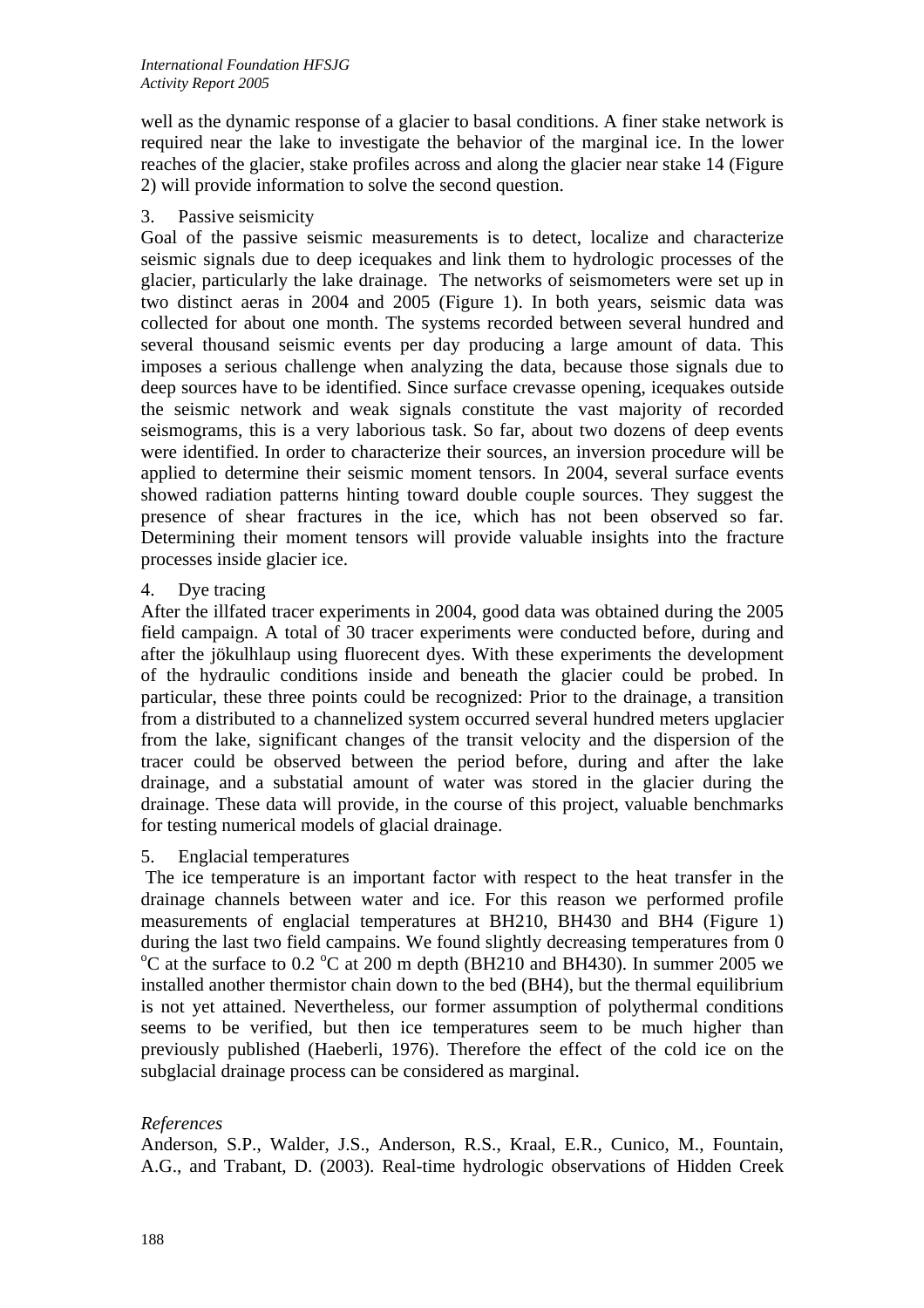well as the dynamic response of a glacier to basal conditions. A finer stake network is required near the lake to investigate the behavior of the marginal ice. In the lower reaches of the glacier, stake profiles across and along the glacier near stake 14 (Figure 2) will provide information to solve the second question.

3. Passive seismicity

Goal of the passive seismic measurements is to detect, localize and characterize seismic signals due to deep icequakes and link them to hydrologic processes of the glacier, particularly the lake drainage. The networks of seismometers were set up in two distinct aeras in 2004 and 2005 (Figure 1). In both years, seismic data was collected for about one month. The systems recorded between several hundred and several thousand seismic events per day producing a large amount of data. This imposes a serious challenge when analyzing the data, because those signals due to deep sources have to be identified. Since surface crevasse opening, icequakes outside the seismic network and weak signals constitute the vast majority of recorded seismograms, this is a very laborious task. So far, about two dozens of deep events were identified. In order to characterize their sources, an inversion procedure will be applied to determine their seismic moment tensors. In 2004, several surface events showed radiation patterns hinting toward double couple sources. They suggest the presence of shear fractures in the ice, which has not been observed so far. Determining their moment tensors will provide valuable insights into the fracture processes inside glacier ice.

4. Dye tracing

After the illfated tracer experiments in 2004, good data was obtained during the 2005 field campaign. A total of 30 tracer experiments were conducted before, during and after the jökulhlaup using fluorecent dyes. With these experiments the development of the hydraulic conditions inside and beneath the glacier could be probed. In particular, these three points could be recognized: Prior to the drainage, a transition from a distributed to a channelized system occurred several hundred meters upglacier from the lake, significant changes of the transit velocity and the dispersion of the tracer could be observed between the period before, during and after the lake drainage, and a substatial amount of water was stored in the glacier during the drainage. These data will provide, in the course of this project, valuable benchmarks for testing numerical models of glacial drainage.

5. Englacial temperatures

The ice temperature is an important factor with respect to the heat transfer in the drainage channels between water and ice. For this reason we performed profile measurements of englacial temperatures at BH210, BH430 and BH4 (Figure 1) during the last two field campains. We found slightly decreasing temperatures from 0 $^{o}$C at the surface to 0.2 $^{o}$C at 200 m depth (BH210 and BH430). In summer 2005 we installed another thermistor chain down to the bed (BH4), but the thermal equilibrium is not yet attained. Nevertheless, our former assumption of polythermal conditions seems to be verified, but then ice temperatures seem to be much higher than previously published (Haeberli, 1976). Therefore the effect of the cold ice on the subglacial drainage process can be considered as marginal.

*References*

Anderson, S.P., Walder, J.S., Anderson, R.S., Kraal, E.R., Cunico, M., Fountain, A.G., and Trabant, D. (2003). Real-time hydrologic observations of Hidden Creek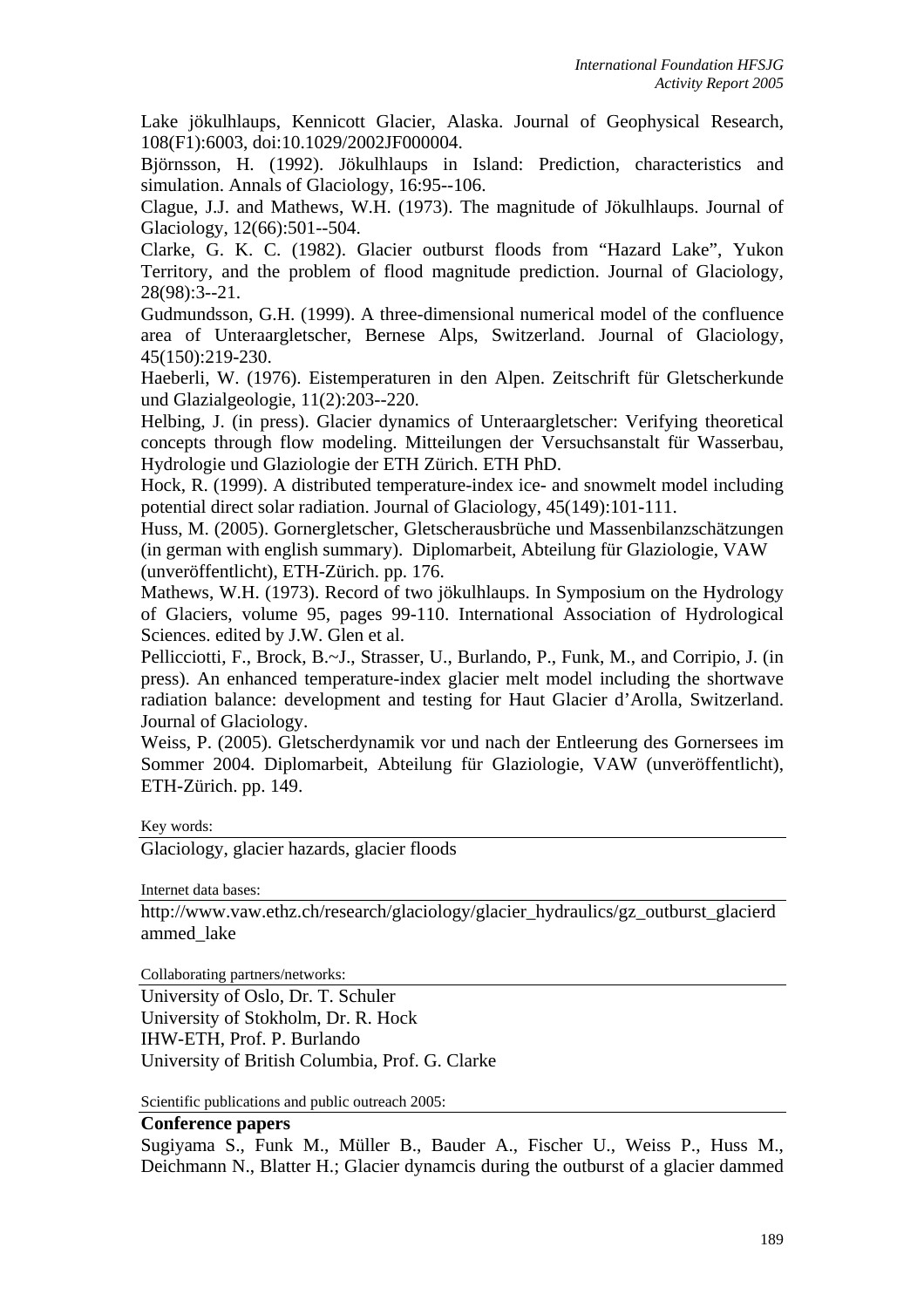Lake jökulhlaups, Kennicott Glacier, Alaska. Journal of Geophysical Research, 108(F1):6003, doi:10.1029/2002JF000004.

Björnsson, H. (1992). Jökulhlaups in Island: Prediction, characteristics and simulation. Annals of Glaciology, 16:95--106.

Clague, J.J. and Mathews, W.H. (1973). The magnitude of Jökulhlaups. Journal of Glaciology, 12(66):501--504.

Clarke, G. K. C. (1982). Glacier outburst floods from "Hazard Lake", Yukon Territory, and the problem of flood magnitude prediction. Journal of Glaciology, 28(98):3--21.

Gudmundsson, G.H. (1999). A three-dimensional numerical model of the confluence area of Unteraargletscher, Bernese Alps, Switzerland. Journal of Glaciology, 45(150):219-230.

Haeberli, W. (1976). Eistemperaturen in den Alpen. Zeitschrift für Gletscherkunde und Glazialgeologie, 11(2):203--220.

Helbing, J. (in press). Glacier dynamics of Unteraargletscher: Verifying theoretical concepts through flow modeling. Mitteilungen der Versuchsanstalt für Wasserbau, Hydrologie und Glaziologie der ETH Zürich. ETH PhD.

Hock, R. (1999). A distributed temperature-index ice- and snowmelt model including potential direct solar radiation. Journal of Glaciology, 45(149):101-111.

Huss, M. (2005). Gornergletscher, Gletscherausbrüche und Massenbilanzschätzungen (in german with english summary). Diplomarbeit, Abteilung für Glaziologie, VAW (unveröffentlicht), ETH-Zürich. pp. 176.

Mathews, W.H. (1973). Record of two jökulhlaups. In Symposium on the Hydrology of Glaciers, volume 95, pages 99-110. International Association of Hydrological Sciences. edited by J.W. Glen et al.

Pellicciotti, F., Brock, B.~J., Strasser, U., Burlando, P., Funk, M., and Corripio, J. (in press). An enhanced temperature-index glacier melt model including the shortwave radiation balance: development and testing for Haut Glacier d'Arolla, Switzerland. Journal of Glaciology.

Weiss, P. (2005). Gletscherdynamik vor und nach der Entleerung des Gornersees im Sommer 2004. Diplomarbeit, Abteilung für Glaziologie, VAW (unveröffentlicht), ETH-Zürich. pp. 149.

Key words:

Glaciology, glacier hazards, glacier floods

Internet data bases:

http://www.vaw.ethz.ch/research/glaciology/glacier_hydraulics/gz_outburst_glacierdammed_lake

Collaborating partners/networks:

University of Oslo, Dr. T. Schuler
University of Stokholm, Dr. R. Hock
IHW-ETH, Prof. P. Burlando
University of British Columbia, Prof. G. Clarke

Scientific publications and public outreach 2005:

**Conference papers**

Sugiyama S., Funk M., Müller B., Bauder A., Fischer U., Weiss P., Huss M., Deichmann N., Blatter H.; Glacier dynamcis during the outburst of a glacier dammed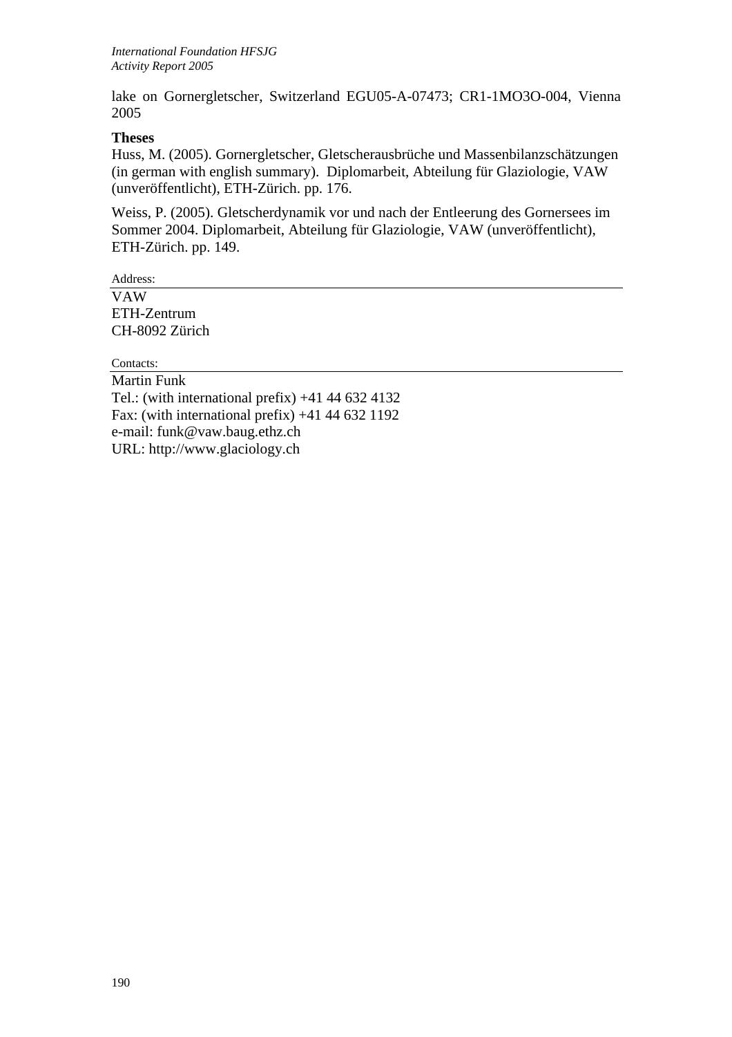lake on Gornergletscher, Switzerland EGU05-A-07473; CR1-1MO3O-004, Vienna 2005

**Theses**

Huss, M. (2005). Gornergletscher, Gletscherausbrüche und Massenbilanzschätzungen (in german with english summary). Diplomarbeit, Abteilung für Glaziologie, VAW (unveröffentlicht), ETH-Zürich. pp. 176.

Weiss, P. (2005). Gletscherdynamik vor und nach der Entleerung des Gornersees im Sommer 2004. Diplomarbeit, Abteilung für Glaziologie, VAW (unveröffentlicht), ETH-Zürich. pp. 149.

Address:

VAW
ETH-Zentrum
CH-8092 Zürich

Contacts:

Martin Funk
Tel.: (with international prefix) +41 44 632 4132
Fax: (with international prefix) +41 44 632 1192
e-mail: funk@vaw.baug.ethz.ch
URL: http://www.glaciology.ch